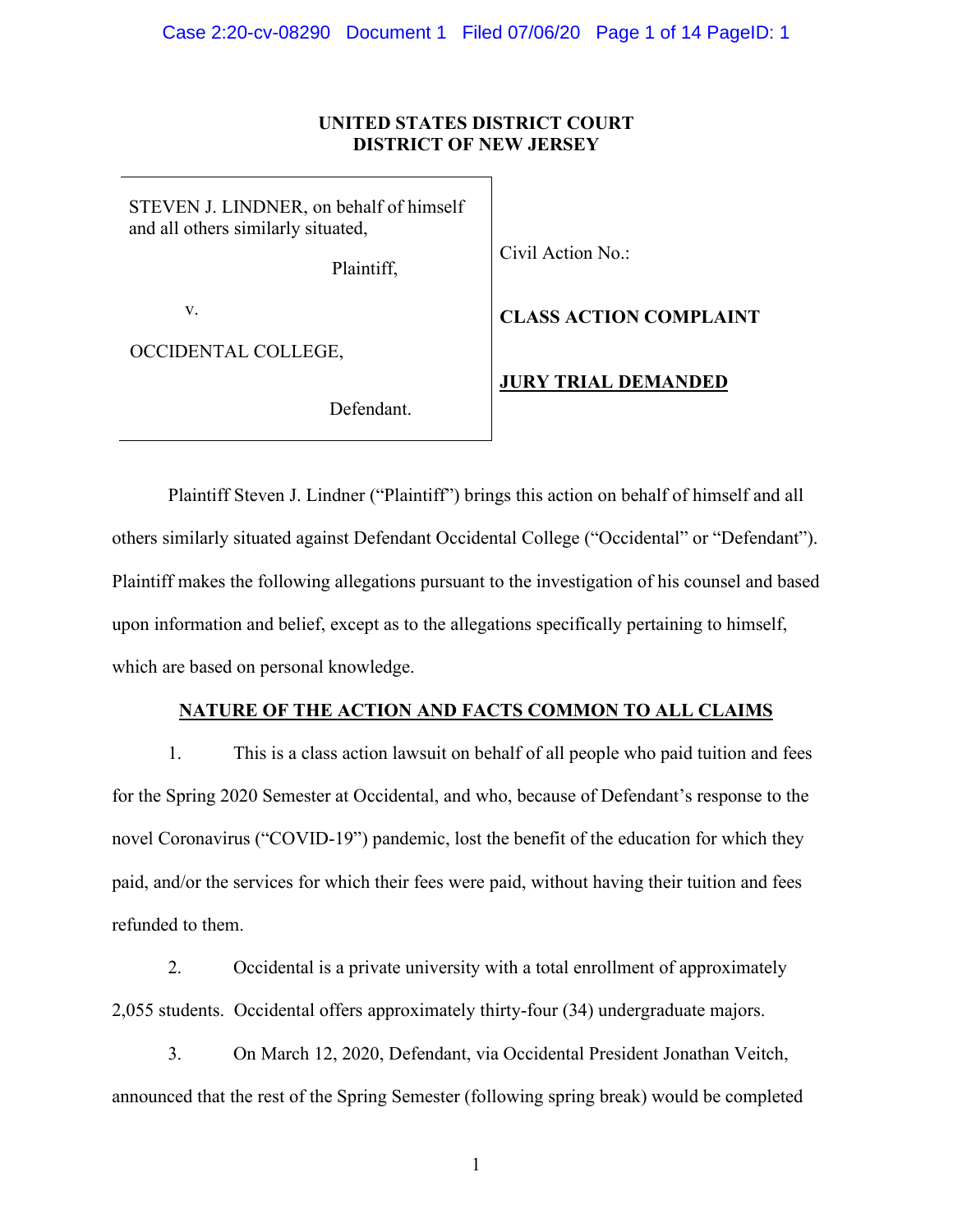**UNITED STATES DISTRICT COURT**
**DISTRICT OF NEW JERSEY**

| | |
|---|---|
| STEVEN J. LINDNER, on behalf of himself and all others similarly situated,<br><br>Plaintiff,<br><br>v.<br><br>OCCIDENTAL COLLEGE,<br><br>Defendant. | Civil Action No.:<br><br>**CLASS ACTION COMPLAINT**<br><br>**JURY TRIAL DEMANDED** |

Plaintiff Steven J. Lindner ("Plaintiff") brings this action on behalf of himself and all others similarly situated against Defendant Occidental College ("Occidental" or "Defendant"). Plaintiff makes the following allegations pursuant to the investigation of his counsel and based upon information and belief, except as to the allegations specifically pertaining to himself, which are based on personal knowledge.

**NATURE OF THE ACTION AND FACTS COMMON TO ALL CLAIMS**

1. This is a class action lawsuit on behalf of all people who paid tuition and fees for the Spring 2020 Semester at Occidental, and who, because of Defendant's response to the novel Coronavirus ("COVID-19") pandemic, lost the benefit of the education for which they paid, and/or the services for which their fees were paid, without having their tuition and fees refunded to them.

2. Occidental is a private university with a total enrollment of approximately 2,055 students. Occidental offers approximately thirty-four (34) undergraduate majors.

3. On March 12, 2020, Defendant, via Occidental President Jonathan Veitch, announced that the rest of the Spring Semester (following spring break) would be completed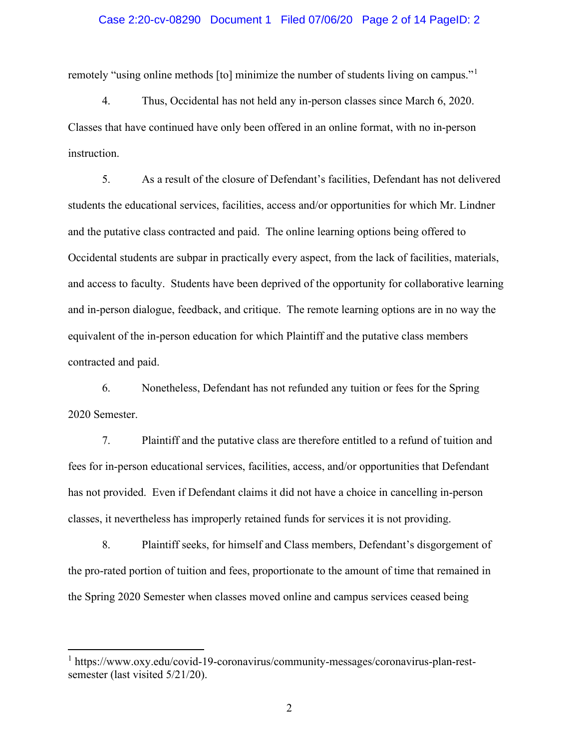remotely "using online methods [to] minimize the number of students living on campus."[1]

4. Thus, Occidental has not held any in-person classes since March 6, 2020. Classes that have continued have only been offered in an online format, with no in-person instruction.

5. As a result of the closure of Defendant's facilities, Defendant has not delivered students the educational services, facilities, access and/or opportunities for which Mr. Lindner and the putative class contracted and paid. The online learning options being offered to Occidental students are subpar in practically every aspect, from the lack of facilities, materials, and access to faculty. Students have been deprived of the opportunity for collaborative learning and in-person dialogue, feedback, and critique. The remote learning options are in no way the equivalent of the in-person education for which Plaintiff and the putative class members contracted and paid.

6. Nonetheless, Defendant has not refunded any tuition or fees for the Spring 2020 Semester.

7. Plaintiff and the putative class are therefore entitled to a refund of tuition and fees for in-person educational services, facilities, access, and/or opportunities that Defendant has not provided. Even if Defendant claims it did not have a choice in cancelling in-person classes, it nevertheless has improperly retained funds for services it is not providing.

8. Plaintiff seeks, for himself and Class members, Defendant's disgorgement of the pro-rated portion of tuition and fees, proportionate to the amount of time that remained in the Spring 2020 Semester when classes moved online and campus services ceased being

---

[1] https://www.oxy.edu/covid-19-coronavirus/community-messages/coronavirus-plan-rest-semester (last visited 5/21/20).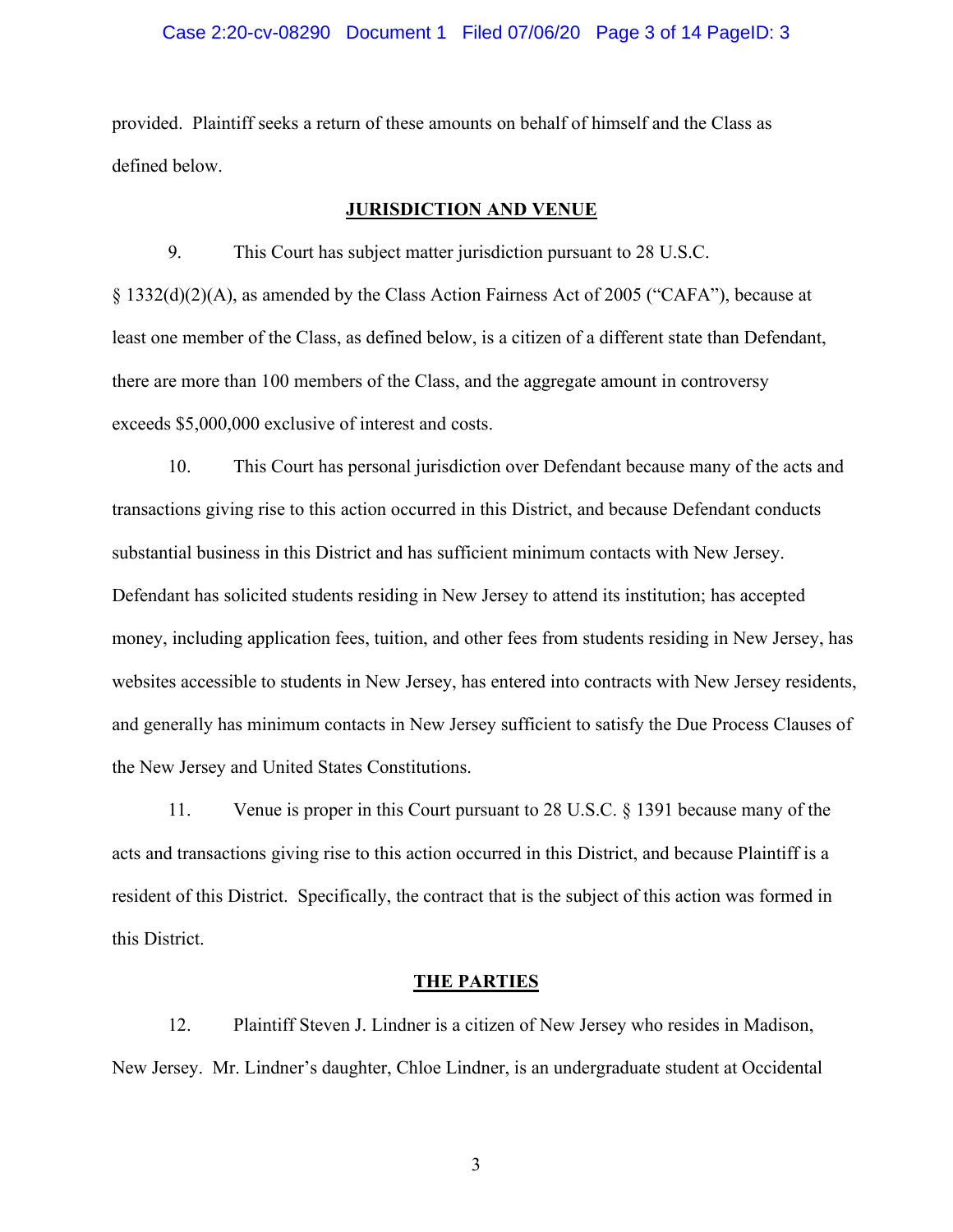provided. Plaintiff seeks a return of these amounts on behalf of himself and the Class as defined below.

## JURISDICTION AND VENUE

9. This Court has subject matter jurisdiction pursuant to 28 U.S.C. § 1332(d)(2)(A), as amended by the Class Action Fairness Act of 2005 ("CAFA"), because at least one member of the Class, as defined below, is a citizen of a different state than Defendant, there are more than 100 members of the Class, and the aggregate amount in controversy exceeds $5,000,000 exclusive of interest and costs.

10. This Court has personal jurisdiction over Defendant because many of the acts and transactions giving rise to this action occurred in this District, and because Defendant conducts substantial business in this District and has sufficient minimum contacts with New Jersey. Defendant has solicited students residing in New Jersey to attend its institution; has accepted money, including application fees, tuition, and other fees from students residing in New Jersey, has websites accessible to students in New Jersey, has entered into contracts with New Jersey residents, and generally has minimum contacts in New Jersey sufficient to satisfy the Due Process Clauses of the New Jersey and United States Constitutions.

11. Venue is proper in this Court pursuant to 28 U.S.C. § 1391 because many of the acts and transactions giving rise to this action occurred in this District, and because Plaintiff is a resident of this District. Specifically, the contract that is the subject of this action was formed in this District.

## THE PARTIES

12. Plaintiff Steven J. Lindner is a citizen of New Jersey who resides in Madison, New Jersey. Mr. Lindner's daughter, Chloe Lindner, is an undergraduate student at Occidental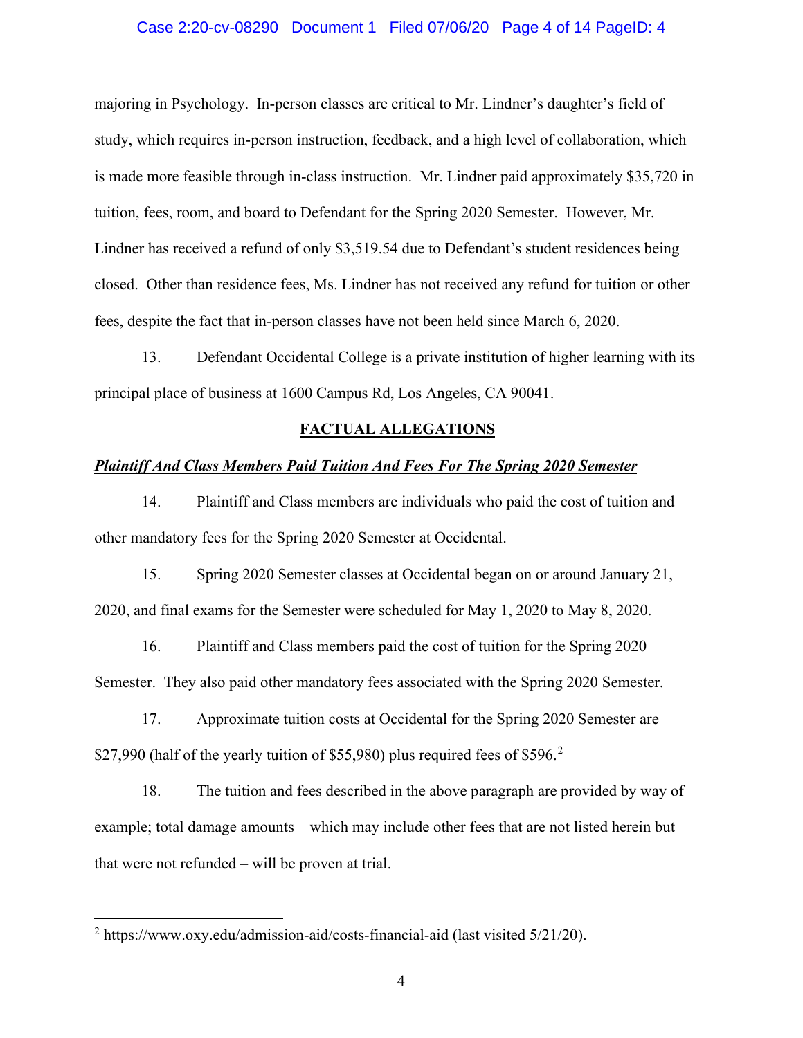majoring in Psychology. In-person classes are critical to Mr. Lindner's daughter's field of study, which requires in-person instruction, feedback, and a high level of collaboration, which is made more feasible through in-class instruction. Mr. Lindner paid approximately $35,720 in tuition, fees, room, and board to Defendant for the Spring 2020 Semester. However, Mr. Lindner has received a refund of only $3,519.54 due to Defendant's student residences being closed. Other than residence fees, Ms. Lindner has not received any refund for tuition or other fees, despite the fact that in-person classes have not been held since March 6, 2020.

13. Defendant Occidental College is a private institution of higher learning with its principal place of business at 1600 Campus Rd, Los Angeles, CA 90041.

## FACTUAL ALLEGATIONS

***Plaintiff And Class Members Paid Tuition And Fees For The Spring 2020 Semester***

14. Plaintiff and Class members are individuals who paid the cost of tuition and other mandatory fees for the Spring 2020 Semester at Occidental.

15. Spring 2020 Semester classes at Occidental began on or around January 21, 2020, and final exams for the Semester were scheduled for May 1, 2020 to May 8, 2020.

16. Plaintiff and Class members paid the cost of tuition for the Spring 2020 Semester. They also paid other mandatory fees associated with the Spring 2020 Semester.

17. Approximate tuition costs at Occidental for the Spring 2020 Semester are $27,990 (half of the yearly tuition of $55,980) plus required fees of $596.[2]

18. The tuition and fees described in the above paragraph are provided by way of example; total damage amounts – which may include other fees that are not listed herein but that were not refunded – will be proven at trial.

---

[2] https://www.oxy.edu/admission-aid/costs-financial-aid (last visited 5/21/20).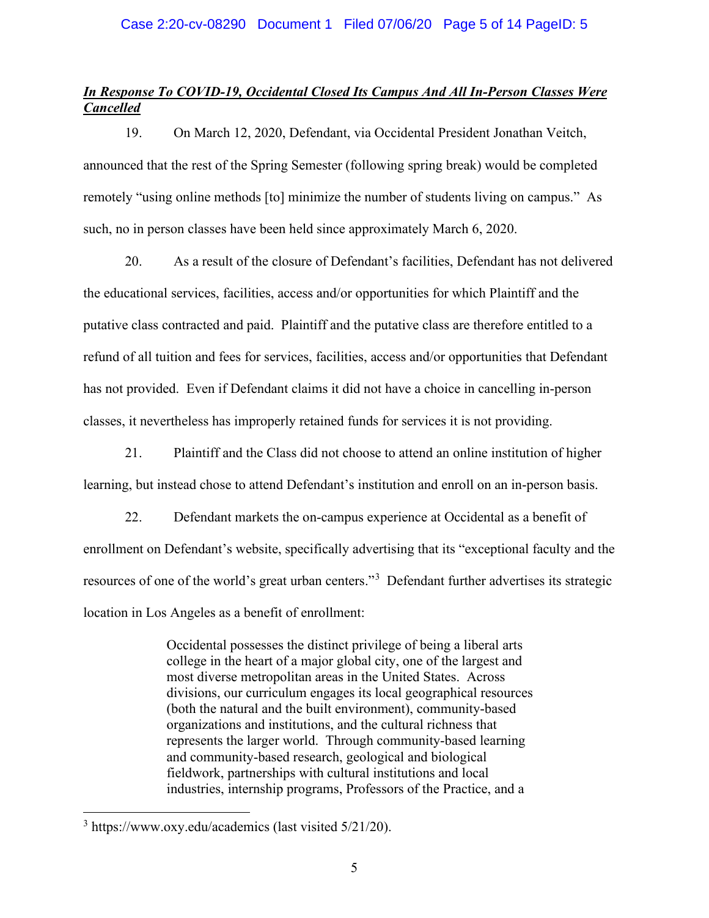***In Response To COVID-19, Occidental Closed Its Campus And All In-Person Classes Were Cancelled***

19. On March 12, 2020, Defendant, via Occidental President Jonathan Veitch, announced that the rest of the Spring Semester (following spring break) would be completed remotely "using online methods [to] minimize the number of students living on campus." As such, no in person classes have been held since approximately March 6, 2020.

20. As a result of the closure of Defendant's facilities, Defendant has not delivered the educational services, facilities, access and/or opportunities for which Plaintiff and the putative class contracted and paid. Plaintiff and the putative class are therefore entitled to a refund of all tuition and fees for services, facilities, access and/or opportunities that Defendant has not provided. Even if Defendant claims it did not have a choice in cancelling in-person classes, it nevertheless has improperly retained funds for services it is not providing.

21. Plaintiff and the Class did not choose to attend an online institution of higher learning, but instead chose to attend Defendant's institution and enroll on an in-person basis.

22. Defendant markets the on-campus experience at Occidental as a benefit of enrollment on Defendant's website, specifically advertising that its "exceptional faculty and the resources of one of the world's great urban centers."[3] Defendant further advertises its strategic location in Los Angeles as a benefit of enrollment:

> Occidental possesses the distinct privilege of being a liberal arts college in the heart of a major global city, one of the largest and most diverse metropolitan areas in the United States. Across divisions, our curriculum engages its local geographical resources (both the natural and the built environment), community-based organizations and institutions, and the cultural richness that represents the larger world. Through community-based learning and community-based research, geological and biological fieldwork, partnerships with cultural institutions and local industries, internship programs, Professors of the Practice, and a

[3] https://www.oxy.edu/academics (last visited 5/21/20).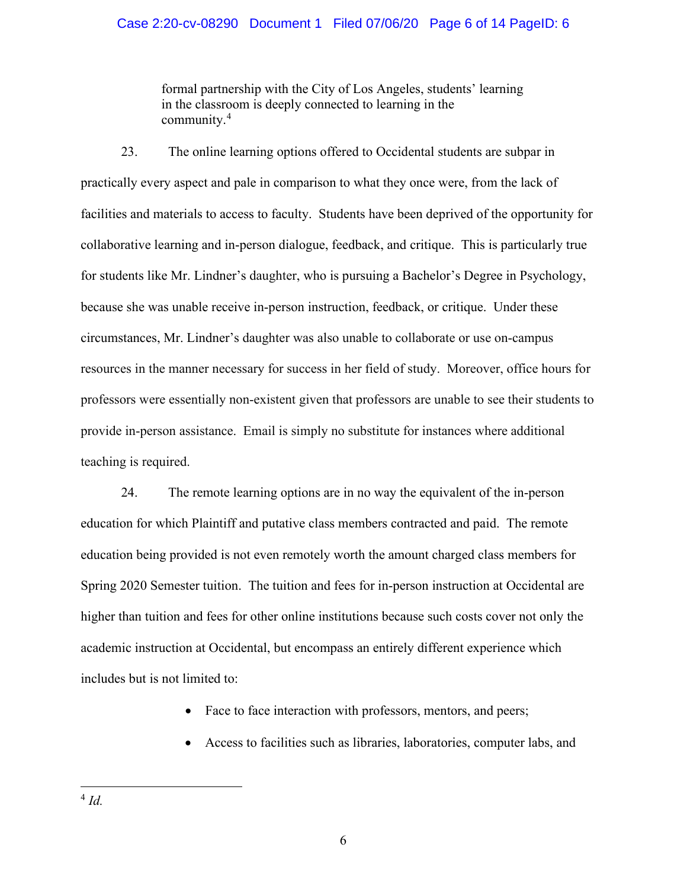> formal partnership with the City of Los Angeles, students' learning in the classroom is deeply connected to learning in the community.[4]

23. The online learning options offered to Occidental students are subpar in practically every aspect and pale in comparison to what they once were, from the lack of facilities and materials to access to faculty. Students have been deprived of the opportunity for collaborative learning and in-person dialogue, feedback, and critique. This is particularly true for students like Mr. Lindner's daughter, who is pursuing a Bachelor's Degree in Psychology, because she was unable receive in-person instruction, feedback, or critique. Under these circumstances, Mr. Lindner's daughter was also unable to collaborate or use on-campus resources in the manner necessary for success in her field of study. Moreover, office hours for professors were essentially non-existent given that professors are unable to see their students to provide in-person assistance. Email is simply no substitute for instances where additional teaching is required.

24. The remote learning options are in no way the equivalent of the in-person education for which Plaintiff and putative class members contracted and paid. The remote education being provided is not even remotely worth the amount charged class members for Spring 2020 Semester tuition. The tuition and fees for in-person instruction at Occidental are higher than tuition and fees for other online institutions because such costs cover not only the academic instruction at Occidental, but encompass an entirely different experience which includes but is not limited to:

- Face to face interaction with professors, mentors, and peers;
- Access to facilities such as libraries, laboratories, computer labs, and

---

[4] *Id.*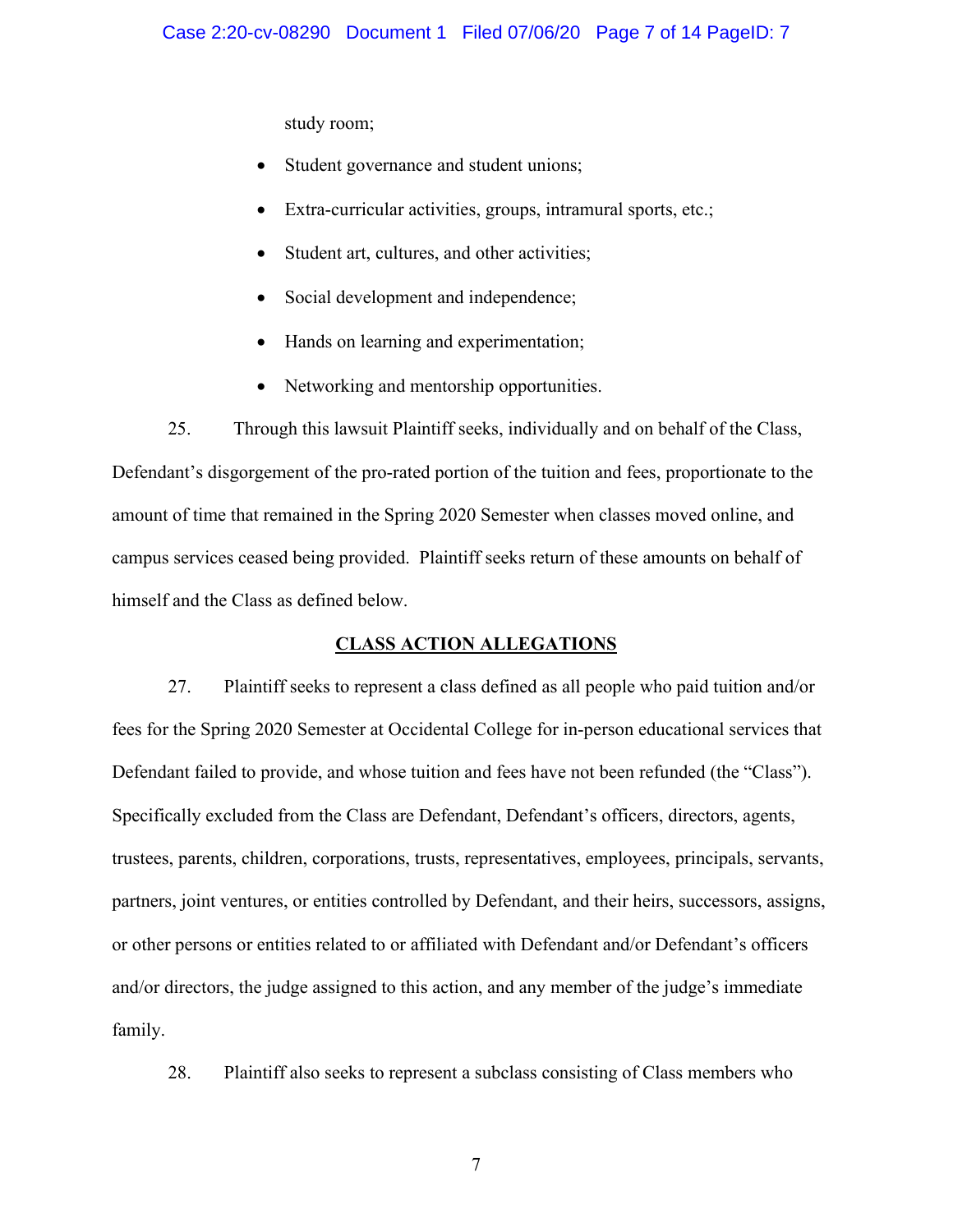study room;

- Student governance and student unions;
- Extra-curricular activities, groups, intramural sports, etc.;
- Student art, cultures, and other activities;
- Social development and independence;
- Hands on learning and experimentation;
- Networking and mentorship opportunities.

25. Through this lawsuit Plaintiff seeks, individually and on behalf of the Class, Defendant's disgorgement of the pro-rated portion of the tuition and fees, proportionate to the amount of time that remained in the Spring 2020 Semester when classes moved online, and campus services ceased being provided. Plaintiff seeks return of these amounts on behalf of himself and the Class as defined below.

## CLASS ACTION ALLEGATIONS

27. Plaintiff seeks to represent a class defined as all people who paid tuition and/or fees for the Spring 2020 Semester at Occidental College for in-person educational services that Defendant failed to provide, and whose tuition and fees have not been refunded (the "Class"). Specifically excluded from the Class are Defendant, Defendant's officers, directors, agents, trustees, parents, children, corporations, trusts, representatives, employees, principals, servants, partners, joint ventures, or entities controlled by Defendant, and their heirs, successors, assigns, or other persons or entities related to or affiliated with Defendant and/or Defendant's officers and/or directors, the judge assigned to this action, and any member of the judge's immediate family.

28. Plaintiff also seeks to represent a subclass consisting of Class members who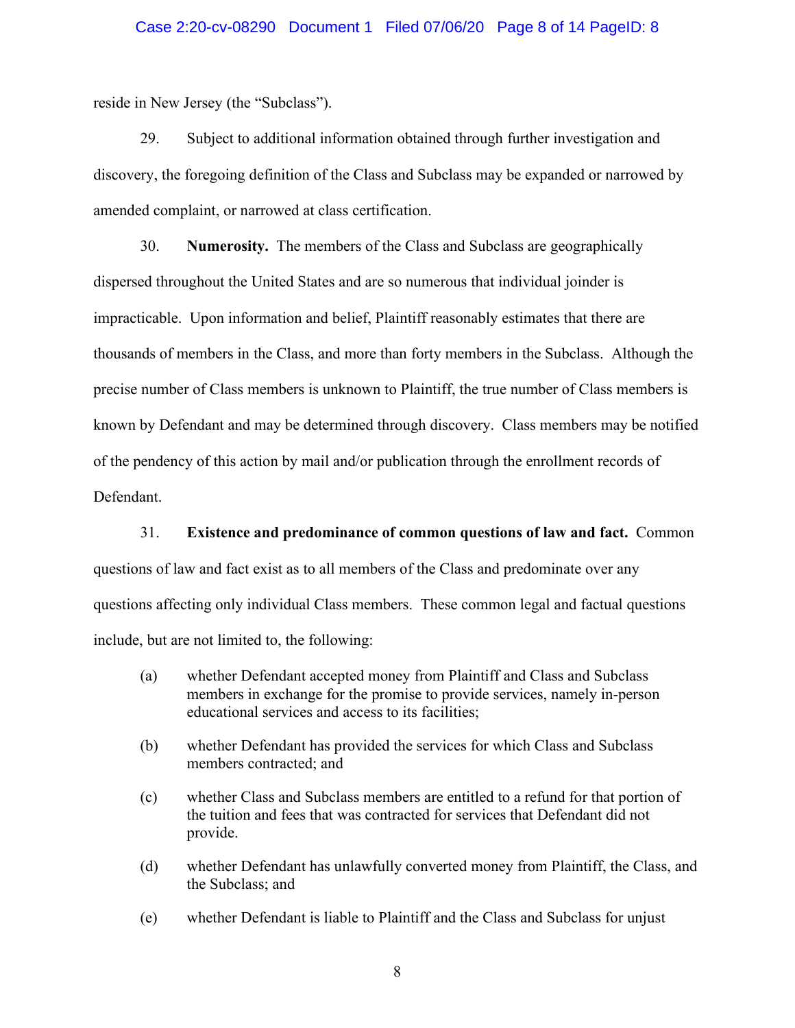reside in New Jersey (the "Subclass").

29. Subject to additional information obtained through further investigation and discovery, the foregoing definition of the Class and Subclass may be expanded or narrowed by amended complaint, or narrowed at class certification.

30. **Numerosity.** The members of the Class and Subclass are geographically dispersed throughout the United States and are so numerous that individual joinder is impracticable. Upon information and belief, Plaintiff reasonably estimates that there are thousands of members in the Class, and more than forty members in the Subclass. Although the precise number of Class members is unknown to Plaintiff, the true number of Class members is known by Defendant and may be determined through discovery. Class members may be notified of the pendency of this action by mail and/or publication through the enrollment records of Defendant.

31. **Existence and predominance of common questions of law and fact.** Common questions of law and fact exist as to all members of the Class and predominate over any questions affecting only individual Class members. These common legal and factual questions include, but are not limited to, the following:

(a) whether Defendant accepted money from Plaintiff and Class and Subclass members in exchange for the promise to provide services, namely in-person educational services and access to its facilities;

(b) whether Defendant has provided the services for which Class and Subclass members contracted; and

(c) whether Class and Subclass members are entitled to a refund for that portion of the tuition and fees that was contracted for services that Defendant did not provide.

(d) whether Defendant has unlawfully converted money from Plaintiff, the Class, and the Subclass; and

(e) whether Defendant is liable to Plaintiff and the Class and Subclass for unjust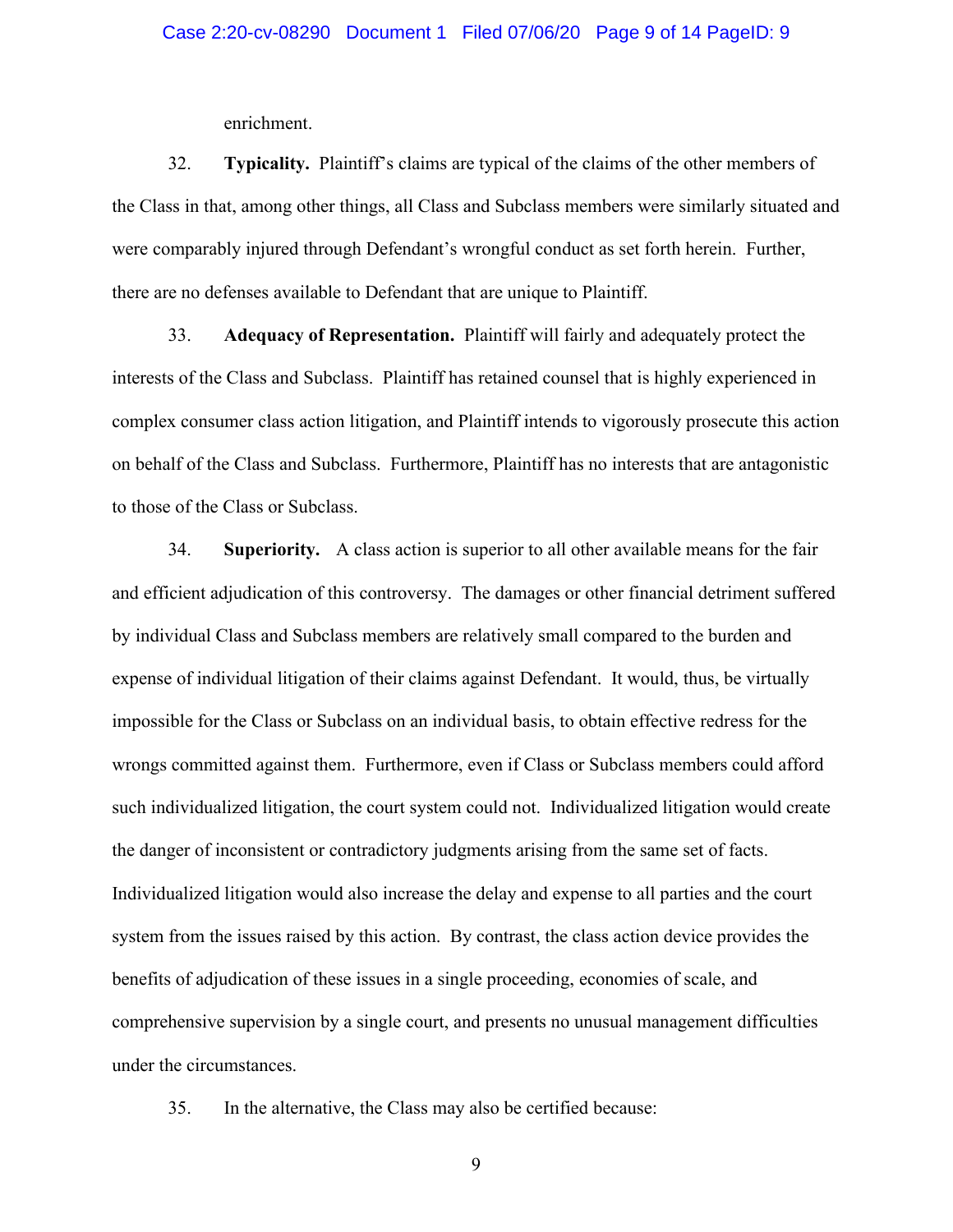enrichment.

32. **Typicality.** Plaintiff's claims are typical of the claims of the other members of the Class in that, among other things, all Class and Subclass members were similarly situated and were comparably injured through Defendant's wrongful conduct as set forth herein. Further, there are no defenses available to Defendant that are unique to Plaintiff.

33. **Adequacy of Representation.** Plaintiff will fairly and adequately protect the interests of the Class and Subclass. Plaintiff has retained counsel that is highly experienced in complex consumer class action litigation, and Plaintiff intends to vigorously prosecute this action on behalf of the Class and Subclass. Furthermore, Plaintiff has no interests that are antagonistic to those of the Class or Subclass.

34. **Superiority.** A class action is superior to all other available means for the fair and efficient adjudication of this controversy. The damages or other financial detriment suffered by individual Class and Subclass members are relatively small compared to the burden and expense of individual litigation of their claims against Defendant. It would, thus, be virtually impossible for the Class or Subclass on an individual basis, to obtain effective redress for the wrongs committed against them. Furthermore, even if Class or Subclass members could afford such individualized litigation, the court system could not. Individualized litigation would create the danger of inconsistent or contradictory judgments arising from the same set of facts. Individualized litigation would also increase the delay and expense to all parties and the court system from the issues raised by this action. By contrast, the class action device provides the benefits of adjudication of these issues in a single proceeding, economies of scale, and comprehensive supervision by a single court, and presents no unusual management difficulties under the circumstances.

35. In the alternative, the Class may also be certified because: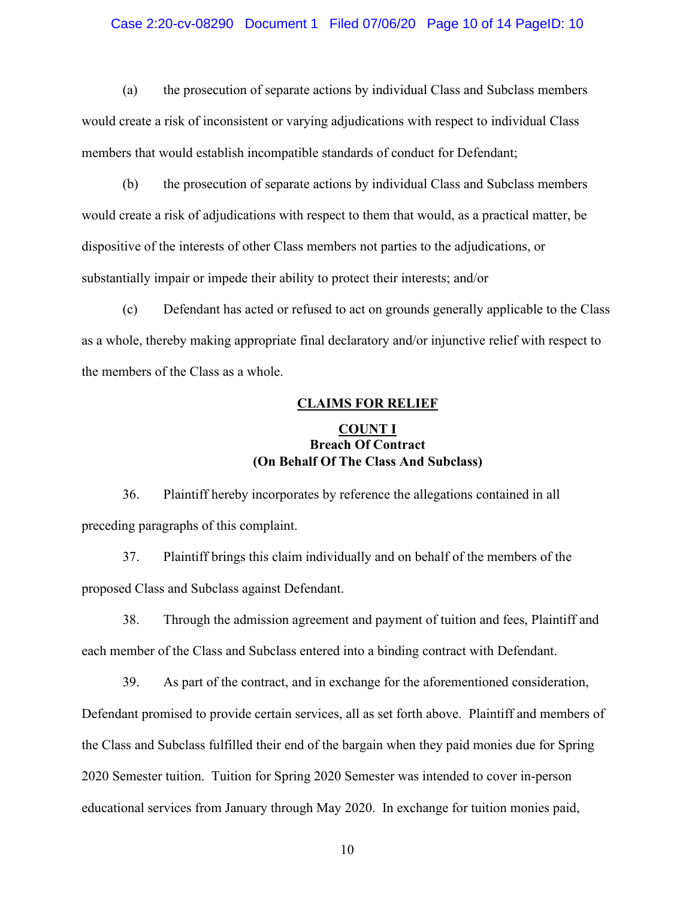(a) the prosecution of separate actions by individual Class and Subclass members would create a risk of inconsistent or varying adjudications with respect to individual Class members that would establish incompatible standards of conduct for Defendant;

(b) the prosecution of separate actions by individual Class and Subclass members would create a risk of adjudications with respect to them that would, as a practical matter, be dispositive of the interests of other Class members not parties to the adjudications, or substantially impair or impede their ability to protect their interests; and/or

(c) Defendant has acted or refused to act on grounds generally applicable to the Class as a whole, thereby making appropriate final declaratory and/or injunctive relief with respect to the members of the Class as a whole.

## CLAIMS FOR RELIEF

### COUNT I
**Breach Of Contract**
**(On Behalf Of The Class And Subclass)**

36. Plaintiff hereby incorporates by reference the allegations contained in all preceding paragraphs of this complaint.

37. Plaintiff brings this claim individually and on behalf of the members of the proposed Class and Subclass against Defendant.

38. Through the admission agreement and payment of tuition and fees, Plaintiff and each member of the Class and Subclass entered into a binding contract with Defendant.

39. As part of the contract, and in exchange for the aforementioned consideration, Defendant promised to provide certain services, all as set forth above. Plaintiff and members of the Class and Subclass fulfilled their end of the bargain when they paid monies due for Spring 2020 Semester tuition. Tuition for Spring 2020 Semester was intended to cover in-person educational services from January through May 2020. In exchange for tuition monies paid,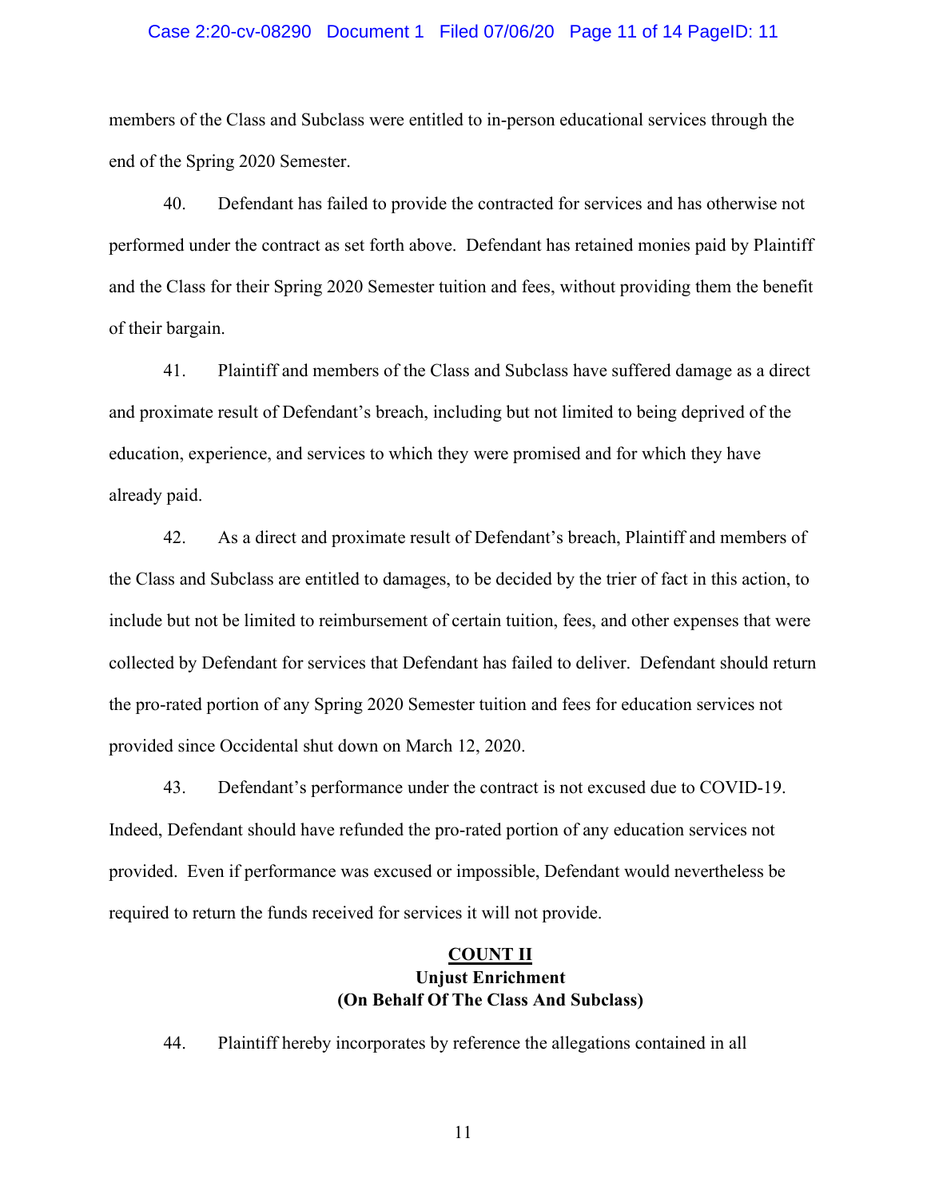members of the Class and Subclass were entitled to in-person educational services through the end of the Spring 2020 Semester.

40. Defendant has failed to provide the contracted for services and has otherwise not performed under the contract as set forth above. Defendant has retained monies paid by Plaintiff and the Class for their Spring 2020 Semester tuition and fees, without providing them the benefit of their bargain.

41. Plaintiff and members of the Class and Subclass have suffered damage as a direct and proximate result of Defendant's breach, including but not limited to being deprived of the education, experience, and services to which they were promised and for which they have already paid.

42. As a direct and proximate result of Defendant's breach, Plaintiff and members of the Class and Subclass are entitled to damages, to be decided by the trier of fact in this action, to include but not be limited to reimbursement of certain tuition, fees, and other expenses that were collected by Defendant for services that Defendant has failed to deliver. Defendant should return the pro-rated portion of any Spring 2020 Semester tuition and fees for education services not provided since Occidental shut down on March 12, 2020.

43. Defendant's performance under the contract is not excused due to COVID-19. Indeed, Defendant should have refunded the pro-rated portion of any education services not provided. Even if performance was excused or impossible, Defendant would nevertheless be required to return the funds received for services it will not provide.

## COUNT II
**Unjust Enrichment**
**(On Behalf Of The Class And Subclass)**

44. Plaintiff hereby incorporates by reference the allegations contained in all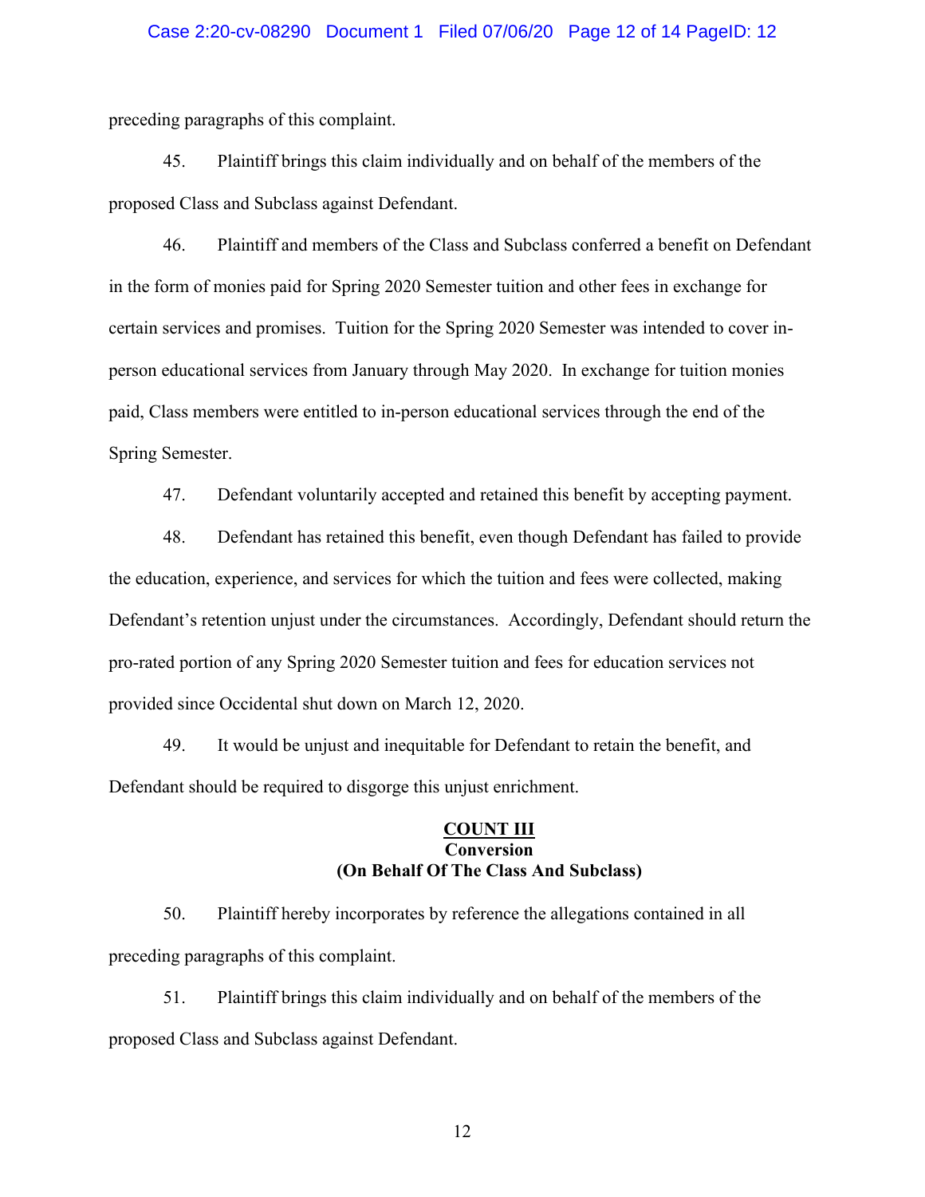preceding paragraphs of this complaint.

45. Plaintiff brings this claim individually and on behalf of the members of the proposed Class and Subclass against Defendant.

46. Plaintiff and members of the Class and Subclass conferred a benefit on Defendant in the form of monies paid for Spring 2020 Semester tuition and other fees in exchange for certain services and promises. Tuition for the Spring 2020 Semester was intended to cover in-person educational services from January through May 2020. In exchange for tuition monies paid, Class members were entitled to in-person educational services through the end of the Spring Semester.

47. Defendant voluntarily accepted and retained this benefit by accepting payment.

48. Defendant has retained this benefit, even though Defendant has failed to provide the education, experience, and services for which the tuition and fees were collected, making Defendant's retention unjust under the circumstances. Accordingly, Defendant should return the pro-rated portion of any Spring 2020 Semester tuition and fees for education services not provided since Occidental shut down on March 12, 2020.

49. It would be unjust and inequitable for Defendant to retain the benefit, and Defendant should be required to disgorge this unjust enrichment.

## COUNT III
## Conversion
## (On Behalf Of The Class And Subclass)

50. Plaintiff hereby incorporates by reference the allegations contained in all preceding paragraphs of this complaint.

51. Plaintiff brings this claim individually and on behalf of the members of the proposed Class and Subclass against Defendant.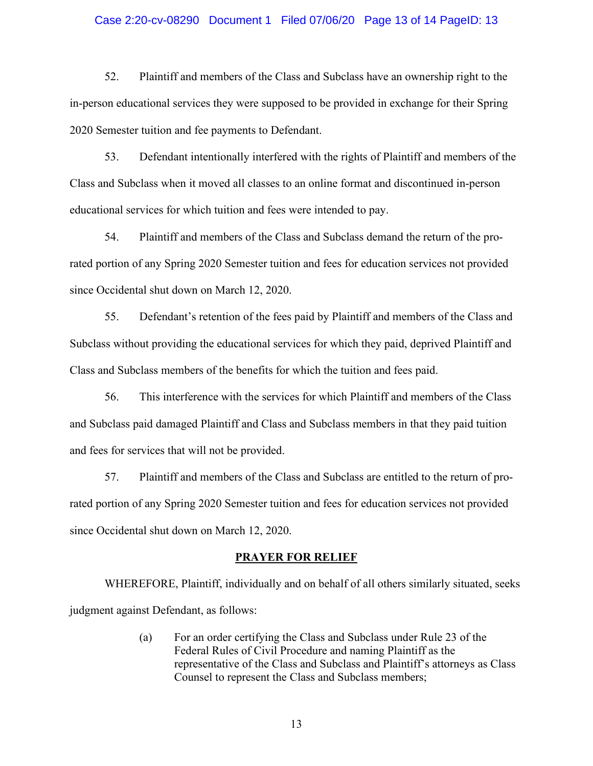52. Plaintiff and members of the Class and Subclass have an ownership right to the in-person educational services they were supposed to be provided in exchange for their Spring 2020 Semester tuition and fee payments to Defendant.

53. Defendant intentionally interfered with the rights of Plaintiff and members of the Class and Subclass when it moved all classes to an online format and discontinued in-person educational services for which tuition and fees were intended to pay.

54. Plaintiff and members of the Class and Subclass demand the return of the pro-rated portion of any Spring 2020 Semester tuition and fees for education services not provided since Occidental shut down on March 12, 2020.

55. Defendant's retention of the fees paid by Plaintiff and members of the Class and Subclass without providing the educational services for which they paid, deprived Plaintiff and Class and Subclass members of the benefits for which the tuition and fees paid.

56. This interference with the services for which Plaintiff and members of the Class and Subclass paid damaged Plaintiff and Class and Subclass members in that they paid tuition and fees for services that will not be provided.

57. Plaintiff and members of the Class and Subclass are entitled to the return of pro-rated portion of any Spring 2020 Semester tuition and fees for education services not provided since Occidental shut down on March 12, 2020.

## PRAYER FOR RELIEF

WHEREFORE, Plaintiff, individually and on behalf of all others similarly situated, seeks judgment against Defendant, as follows:

(a) For an order certifying the Class and Subclass under Rule 23 of the Federal Rules of Civil Procedure and naming Plaintiff as the representative of the Class and Subclass and Plaintiff's attorneys as Class Counsel to represent the Class and Subclass members;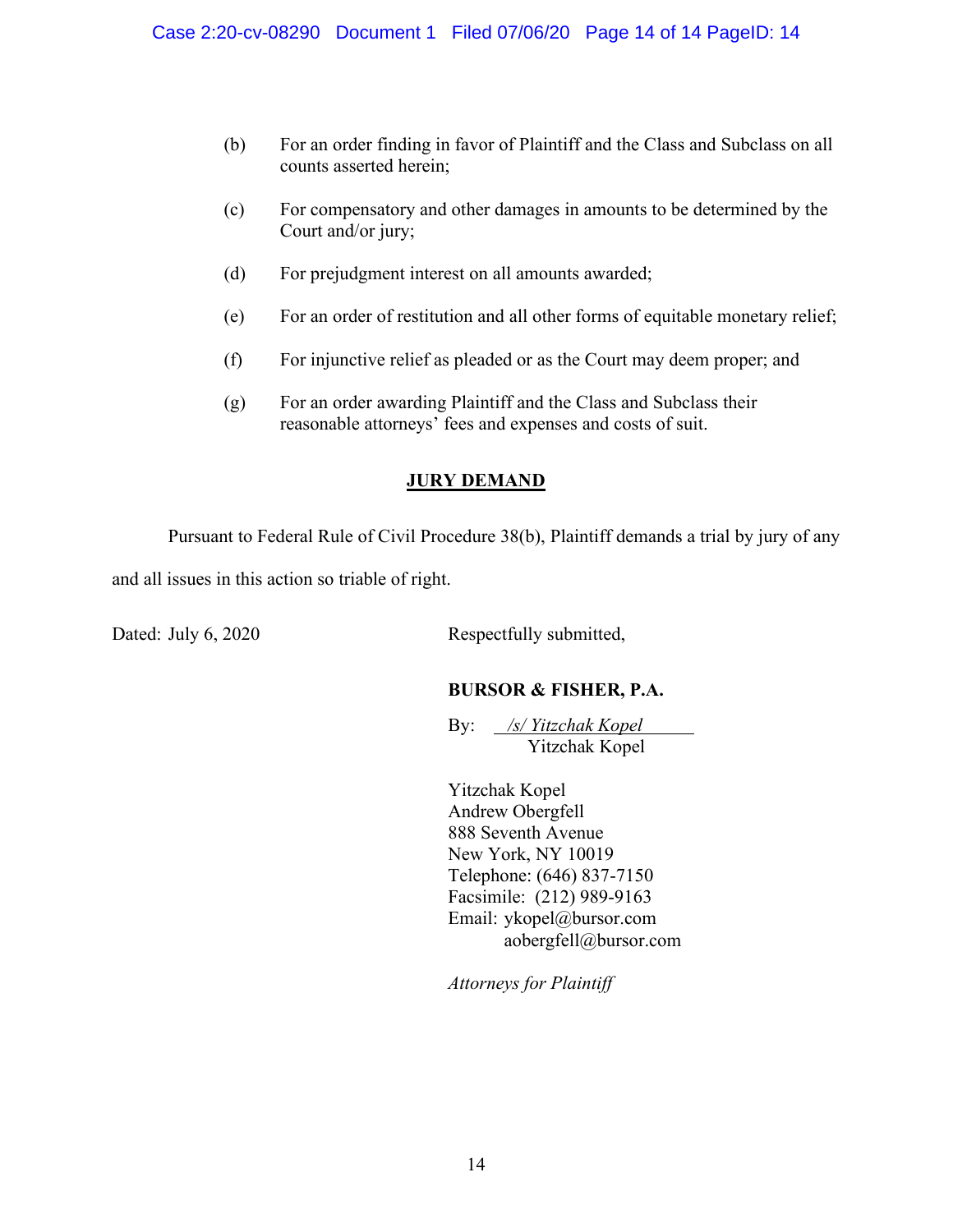(b) For an order finding in favor of Plaintiff and the Class and Subclass on all counts asserted herein;

(c) For compensatory and other damages in amounts to be determined by the Court and/or jury;

(d) For prejudgment interest on all amounts awarded;

(e) For an order of restitution and all other forms of equitable monetary relief;

(f) For injunctive relief as pleaded or as the Court may deem proper; and

(g) For an order awarding Plaintiff and the Class and Subclass their reasonable attorneys' fees and expenses and costs of suit.

## **JURY DEMAND**

Pursuant to Federal Rule of Civil Procedure 38(b), Plaintiff demands a trial by jury of any and all issues in this action so triable of right.

Dated: July 6, 2020

Respectfully submitted,

**BURSOR & FISHER, P.A.**

By: *<u>/s/ Yitzchak Kopel</u>*
Yitzchak Kopel

Yitzchak Kopel
Andrew Obergfell
888 Seventh Avenue
New York, NY 10019
Telephone: (646) 837-7150
Facsimile: (212) 989-9163
Email: ykopel@bursor.com
aobergfell@bursor.com

*Attorneys for Plaintiff*